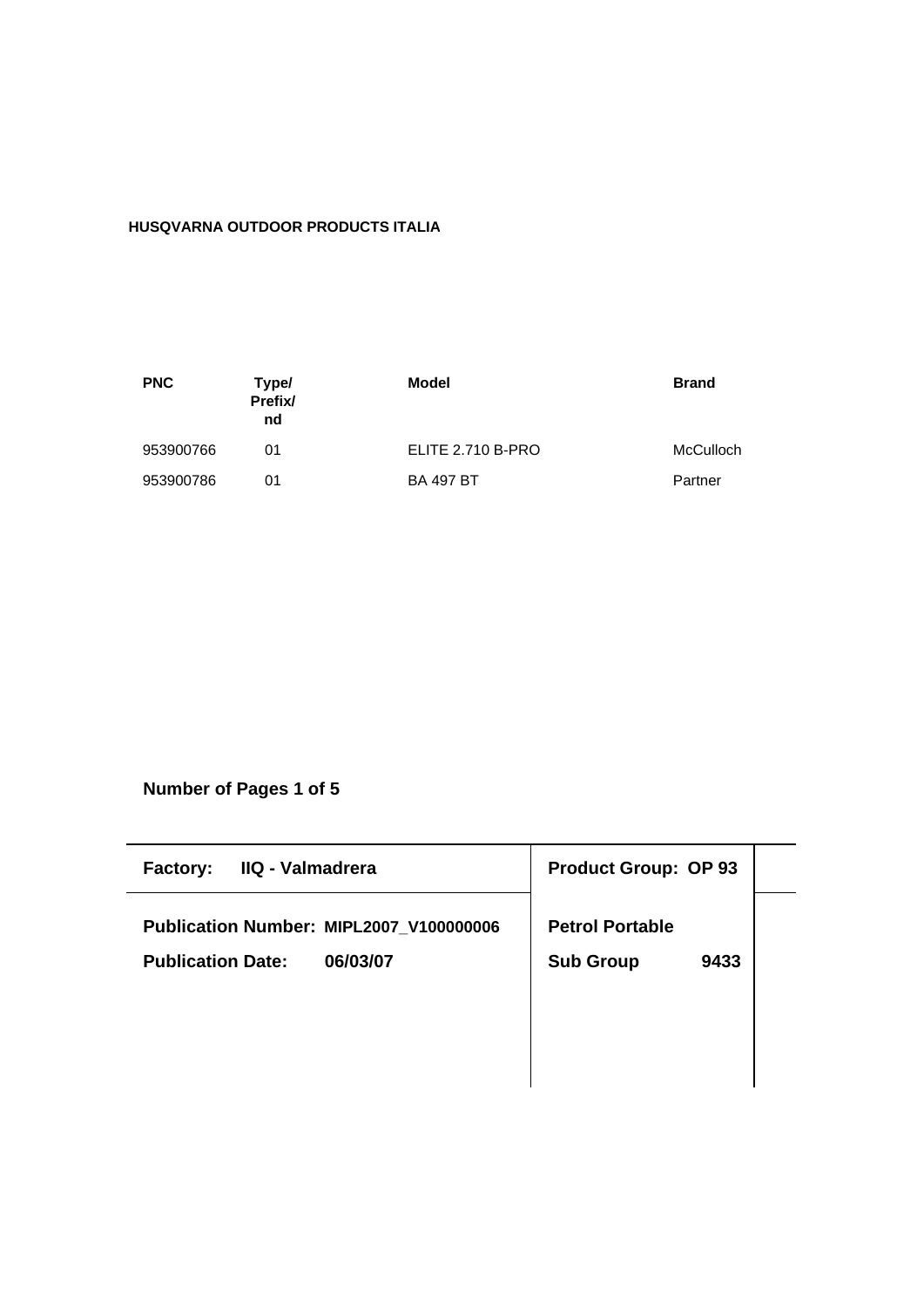**HUSQVARNA OUTDOOR PRODUCTS ITALIA**

| PNC | Type/ Prefix/ nd | Model | Brand |
|---|---|---|---|
| 953900766 | 01 | ELITE 2.710 B-PRO | McCulloch |
| 953900786 | 01 | BA 497 BT | Partner |

**Number of Pages 1 of 5**

| | |
|---|---|
| **Factory: IIQ - Valmadrera** | **Product Group: OP 93** |
| **Publication Number: MIPL2007_V100000006** | **Petrol Portable** |
| **Publication Date: 06/03/07** | **Sub Group 9433** |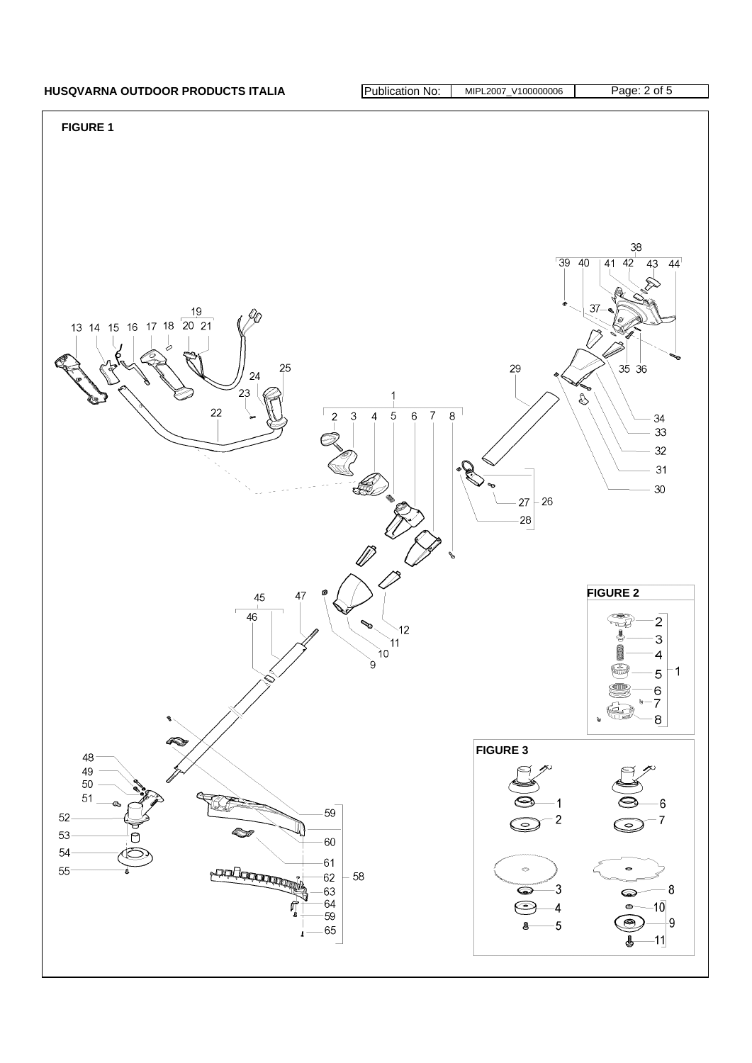**FIGURE 1**

**FIGURE 2**

**FIGURE 3**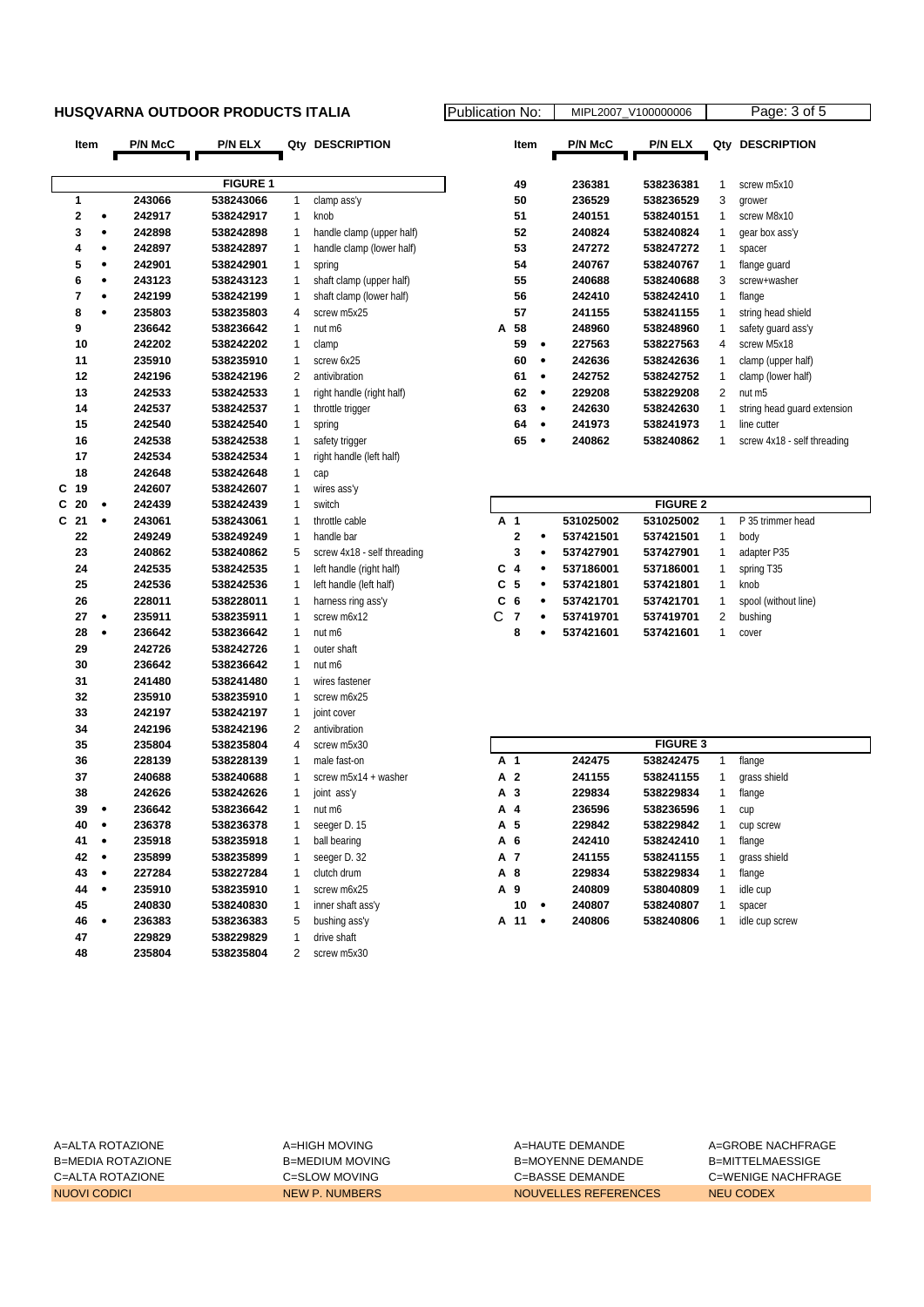**HUSQVARNA OUTDOOR PRODUCTS ITALIA**

Publication No: MIPL2007_V100000006

| Item | | P/N McC | P/N ELX | Qty | DESCRIPTION |
|---|---|---|---|---|---|
| **FIGURE 1** | | | | | |
| 1 | | 243066 | 538243066 | 1 | clamp ass'y |
| 2 | • | 242917 | 538242917 | 1 | knob |
| 3 | • | 242898 | 538242898 | 1 | handle clamp (upper half) |
| 4 | • | 242897 | 538242897 | 1 | handle clamp (lower half) |
| 5 | • | 242901 | 538242901 | 1 | spring |
| 6 | • | 243123 | 538243123 | 1 | shaft clamp (upper half) |
| 7 | • | 242199 | 538242199 | 1 | shaft clamp (lower half) |
| 8 | • | 235803 | 538235803 | 4 | screw m5x25 |
| 9 | | 236642 | 538236642 | 1 | nut m6 |
| 10 | | 242202 | 538242202 | 1 | clamp |
| 11 | | 235910 | 538235910 | 1 | screw 6x25 |
| 12 | | 242196 | 538242196 | 2 | antivibration |
| 13 | | 242533 | 538242533 | 1 | right handle (right half) |
| 14 | | 242537 | 538242537 | 1 | throttle trigger |
| 15 | | 242540 | 538242540 | 1 | spring |
| 16 | | 242538 | 538242538 | 1 | safety trigger |
| 17 | | 242534 | 538242534 | 1 | right handle (left half) |
| 18 | | 242648 | 538242648 | 1 | cap |
| C 19 | | 242607 | 538242607 | 1 | wires ass'y |
| C 20 | • | 242439 | 538242439 | 1 | switch |
| C 21 | • | 243061 | 538243061 | 1 | throttle cable |
| 22 | | 249249 | 538249249 | 1 | handle bar |
| 23 | | 240862 | 538240862 | 5 | screw 4x18 - self threading |
| 24 | | 242535 | 538242535 | 1 | left handle (right half) |
| 25 | | 242536 | 538242536 | 1 | left handle (left half) |
| 26 | | 228011 | 538228011 | 1 | harness ring ass'y |
| 27 | • | 235911 | 538235911 | 1 | screw m6x12 |
| 28 | • | 236642 | 538236642 | 1 | nut m6 |
| 29 | | 242726 | 538242726 | 1 | outer shaft |
| 30 | | 236642 | 538236642 | 1 | nut m6 |
| 31 | | 241480 | 538241480 | 1 | wires fastener |
| 32 | | 235910 | 538235910 | 1 | screw m6x25 |
| 33 | | 242197 | 538242197 | 1 | joint cover |
| 34 | | 242196 | 538242196 | 2 | antivibration |
| 35 | | 235804 | 538235804 | 4 | screw m5x30 |
| 36 | | 228139 | 538228139 | 1 | male fast-on |
| 37 | | 240688 | 538240688 | 1 | screw m5x14 + washer |
| 38 | | 242626 | 538242626 | 1 | joint ass'y |
| 39 | • | 236642 | 538236642 | 1 | nut m6 |
| 40 | • | 236378 | 538236378 | 1 | seeger D. 15 |
| 41 | • | 235918 | 538235918 | 1 | ball bearing |
| 42 | • | 235899 | 538235899 | 1 | seeger D. 32 |
| 43 | • | 227284 | 538227284 | 1 | clutch drum |
| 44 | • | 235910 | 538235910 | 1 | screw m6x25 |
| 45 | | 240830 | 538240830 | 1 | inner shaft ass'y |
| 46 | • | 236383 | 538236383 | 5 | bushing ass'y |
| 47 | | 229829 | 538229829 | 1 | drive shaft |
| 48 | | 235804 | 538235804 | 2 | screw m5x30 |
| 49 | | 236381 | 538236381 | 1 | screw m5x10 |
| 50 | | 236529 | 538236529 | 3 | grower |
| 51 | | 240151 | 538240151 | 1 | screw M8x10 |
| 52 | | 240824 | 538240824 | 1 | gear box ass'y |
| 53 | | 247272 | 538247272 | 1 | spacer |
| 54 | | 240767 | 538240767 | 1 | flange guard |
| 55 | | 240688 | 538240688 | 3 | screw+washer |
| 56 | | 242410 | 538242410 | 1 | flange |
| 57 | | 241155 | 538241155 | 1 | string head shield |
| A 58 | | 248960 | 538248960 | 1 | safety guard ass'y |
| 59 | • | 227563 | 538227563 | 4 | screw M5x18 |
| 60 | • | 242636 | 538242636 | 1 | clamp (upper half) |
| 61 | • | 242752 | 538242752 | 1 | clamp (lower half) |
| 62 | • | 229208 | 538229208 | 2 | nut m5 |
| 63 | • | 242630 | 538242630 | 1 | string head guard extension |
| 64 | • | 241973 | 538241973 | 1 | line cutter |
| 65 | • | 240862 | 538240862 | 1 | screw 4x18 - self threading |
| **FIGURE 2** | | | | | |
| A 1 | | 531025002 | 531025002 | 1 | P 35 trimmer head |
| 2 | • | 537421501 | 537421501 | 1 | body |
| 3 | • | 537427901 | 537427901 | 1 | adapter P35 |
| C 4 | • | 537186001 | 537186001 | 1 | spring T35 |
| C 5 | • | 537421801 | 537421801 | 1 | knob |
| C 6 | • | 537421701 | 537421701 | 1 | spool (without line) |
| C 7 | • | 537419701 | 537419701 | 2 | bushing |
| 8 | • | 537421601 | 537421601 | 1 | cover |
| **FIGURE 3** | | | | | |
| A 1 | | 242475 | 538242475 | 1 | flange |
| A 2 | | 241155 | 538241155 | 1 | grass shield |
| A 3 | | 229834 | 538229834 | 1 | flange |
| A 4 | | 236596 | 538236596 | 1 | cup |
| A 5 | | 229842 | 538229842 | 1 | cup screw |
| A 6 | | 242410 | 538242410 | 1 | flange |
| A 7 | | 241155 | 538241155 | 1 | grass shield |
| A 8 | | 229834 | 538229834 | 1 | flange |
| A 9 | | 240809 | 538040809 | 1 | idle cup |
| 10 | • | 240807 | 538240807 | 1 | spacer |
| A 11 | • | 240806 | 538240806 | 1 | idle cup screw |

| | | | |
|---|---|---|---|
| A=ALTA ROTAZIONE | A=HIGH MOVING | A=HAUTE DEMANDE | A=GROBE NACHFRAGE |
| B=MEDIA ROTAZIONE | B=MEDIUM MOVING | B=MOYENNE DEMANDE | B=MITTELMAESSIGE |
| C=ALTA ROTAZIONE | C=SLOW MOVING | C=BASSE DEMANDE | C=WENIGE NACHFRAGE |
| NUOVI CODICI | NEW P. NUMBERS | NOUVELLES REFERENCES | NEU CODEX |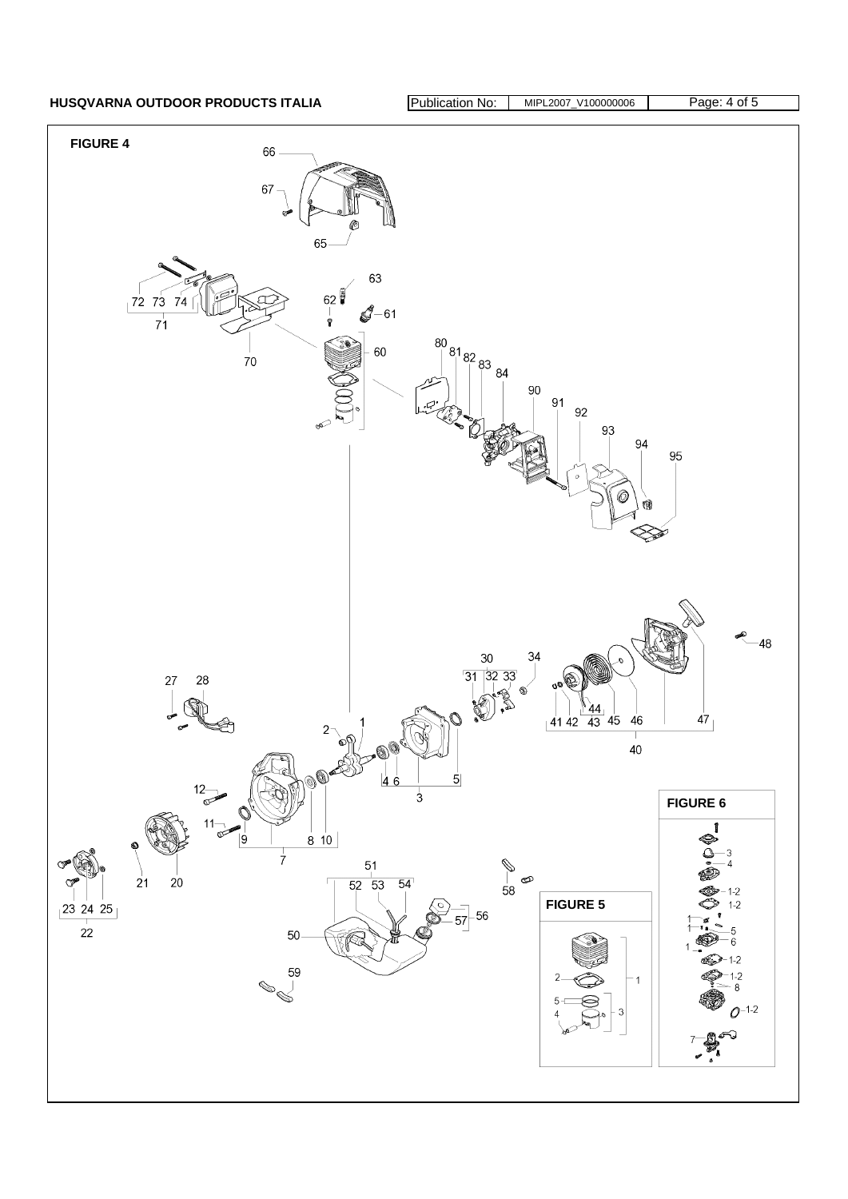**FIGURE 4**

66
67
65
63
62
61
72 73 74
71
70
60
80 81 82 83 84
90
91
92
93
94
95
48
30
31 32 33
34
27 28
2
1
41 42 43 44 45 46
47
40
12
4 6
5
3
11
9
8 10
7
21
20
23 24 25
22
51
52 53 54
58
56
57
50
59

**FIGURE 5**

1
2
5
4
3

**FIGURE 6**

3
4
1-2
1-2
1
1
5
6
1
1-2
1-2
8
1-2
7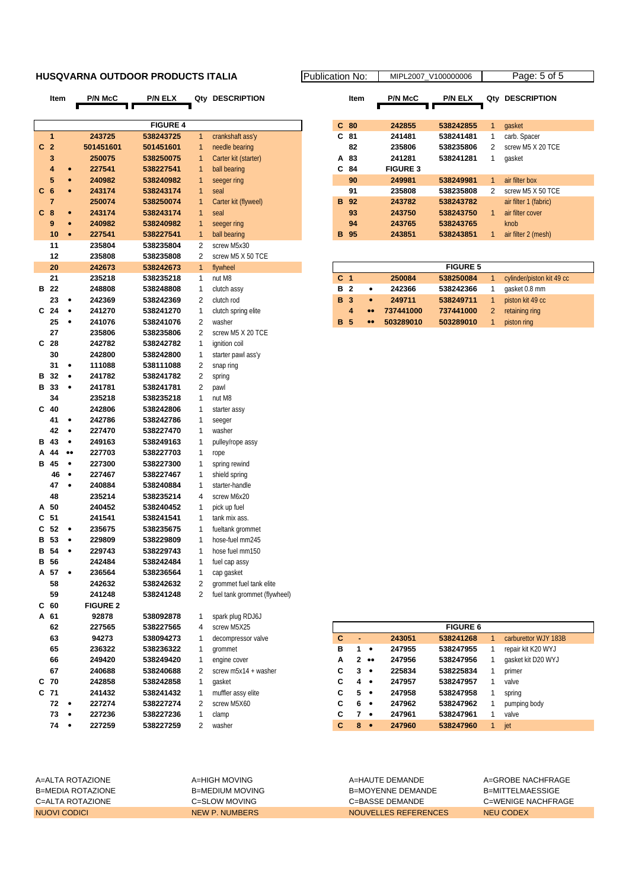## HUSQVARNA OUTDOOR PRODUCTS ITALIA

Publication No: MIPL2007_V100000006

| | Item | | P/N McC | P/N ELX | Qty | DESCRIPTION |
|---|---|---|---|---|---|---|
| | | | | FIGURE 4 | | |
| | 1 | | 243725 | 538243725 | 1 | crankshaft ass'y |
| C | 2 | | 501451601 | 501451601 | 1 | needle bearing |
| | 3 | | 250075 | 538250075 | 1 | Carter kit (starter) |
| | 4 | • | 227541 | 538227541 | 1 | ball bearing |
| | 5 | • | 240982 | 538240982 | 1 | seeger ring |
| C | 6 | • | 243174 | 538243174 | 1 | seal |
| | 7 | | 250074 | 538250074 | 1 | Carter kit (flyweel) |
| C | 8 | • | 243174 | 538243174 | 1 | seal |
| | 9 | • | 240982 | 538240982 | 1 | seeger ring |
| | 10 | • | 227541 | 538227541 | 1 | ball bearing |
| | 11 | | 235804 | 538235804 | 2 | screw M5x30 |
| | 12 | | 235808 | 538235808 | 2 | screw M5 X 50 TCE |
| | 20 | | 242673 | 538242673 | 1 | flywheel |
| | 21 | | 235218 | 538235218 | 1 | nut M8 |
| B | 22 | | 248808 | 538248808 | 1 | clutch assy |
| | 23 | • | 242369 | 538242369 | 2 | clutch rod |
| C | 24 | • | 241270 | 538241270 | 1 | clutch spring elite |
| | 25 | • | 241076 | 538241076 | 2 | washer |
| | 27 | | 235806 | 538235806 | 2 | screw M5 X 20 TCE |
| C | 28 | | 242782 | 538242782 | 1 | ignition coil |
| | 30 | | 242800 | 538242800 | 1 | starter pawl ass'y |
| | 31 | • | 111088 | 538111088 | 2 | snap ring |
| B | 32 | • | 241782 | 538241782 | 2 | spring |
| B | 33 | • | 241781 | 538241781 | 2 | pawl |
| | 34 | | 235218 | 538235218 | 1 | nut M8 |
| C | 40 | | 242806 | 538242806 | 1 | starter assy |
| | 41 | • | 242786 | 538242786 | 1 | seeger |
| | 42 | • | 227470 | 538227470 | 1 | washer |
| B | 43 | • | 249163 | 538249163 | 1 | pulley/rope assy |
| A | 44 | •• | 227703 | 538227703 | 1 | rope |
| B | 45 | • | 227300 | 538227300 | 1 | spring rewind |
| | 46 | • | 227467 | 538227467 | 1 | shield spring |
| | 47 | • | 240884 | 538240884 | 1 | starter-handle |
| | 48 | | 235214 | 538235214 | 4 | screw M6x20 |
| A | 50 | | 240452 | 538240452 | 1 | pick up fuel |
| C | 51 | | 241541 | 538241541 | 1 | tank mix ass. |
| C | 52 | • | 235675 | 538235675 | 1 | fueltank grommet |
| B | 53 | • | 229809 | 538229809 | 1 | hose-fuel mm245 |
| B | 54 | • | 229743 | 538229743 | 1 | hose fuel mm150 |
| B | 56 | | 242484 | 538242484 | 1 | fuel cap assy |
| A | 57 | • | 236564 | 538236564 | 1 | cap gasket |
| | 58 | | 242632 | 538242632 | 2 | grommet fuel tank elite |
| | 59 | | 241248 | 538241248 | 2 | fuel tank grommet (flywheel) |
| C | 60 | | FIGURE 2 | | | |
| A | 61 | | 92878 | 538092878 | 1 | spark plug RDJ6J |
| | 62 | | 227565 | 538227565 | 4 | screw M5X25 |
| | 63 | | 94273 | 538094273 | 1 | decompressor valve |
| | 65 | | 236322 | 538236322 | 1 | grommet |
| | 66 | | 249420 | 538249420 | 1 | engine cover |
| | 67 | | 240688 | 538240688 | 2 | screw m5x14 + washer |
| C | 70 | | 242858 | 538242858 | 1 | gasket |
| C | 71 | | 241432 | 538241432 | 1 | muffler assy elite |
| | 72 | • | 227274 | 538227274 | 2 | screw M5X60 |
| | 73 | • | 227236 | 538227236 | 1 | clamp |
| | 74 | • | 227259 | 538227259 | 2 | washer |

| | Item | | P/N McC | P/N ELX | Qty | DESCRIPTION |
|---|---|---|---|---|---|---|
| C | 80 | | 242855 | 538242855 | 1 | gasket |
| C | 81 | | 241481 | 538241481 | 1 | carb. Spacer |
| | 82 | | 235806 | 538235806 | 2 | screw M5 X 20 TCE |
| A | 83 | | 241281 | 538241281 | 1 | gasket |
| C | 84 | | FIGURE 3 | | | |
| | 90 | | 249981 | 538249981 | 1 | air filter box |
| | 91 | | 235808 | 538235808 | 2 | screw M5 X 50 TCE |
| B | 92 | | 243782 | 538243782 | | air filter 1 (fabric) |
| | 93 | | 243750 | 538243750 | 1 | air filter cover |
| | 94 | | 243765 | 538243765 | | knob |
| B | 95 | | 243851 | 538243851 | 1 | air filter 2 (mesh) |

| | Item | | P/N McC | P/N ELX | Qty | DESCRIPTION |
|---|---|---|---|---|---|---|
| | | | | FIGURE 5 | | |
| C | 1 | | 250084 | 538250084 | 1 | cylinder/piston kit 49 cc |
| B | 2 | • | 242366 | 538242366 | 1 | gasket 0.8 mm |
| B | 3 | • | 249711 | 538249711 | 1 | piston kit 49 cc |
| | 4 | •• | 737441000 | 737441000 | 2 | retaining ring |
| B | 5 | •• | 503289010 | 503289010 | 1 | piston ring |

| | Item | | P/N McC | P/N ELX | Qty | DESCRIPTION |
|---|---|---|---|---|---|---|
| | | | | FIGURE 6 | | |
| C | - | | 243051 | 538241268 | 1 | carburettor WJY 183B |
| B | 1 | • | 247955 | 538247955 | 1 | repair kit K20 WYJ |
| A | 2 | •• | 247956 | 538247956 | 1 | gasket kit D20 WYJ |
| C | 3 | • | 225834 | 538225834 | 1 | primer |
| C | 4 | • | 247957 | 538247957 | 1 | valve |
| C | 5 | • | 247958 | 538247958 | 1 | spring |
| C | 6 | • | 247962 | 538247962 | 1 | pumping body |
| C | 7 | • | 247961 | 538247961 | 1 | valve |
| C | 8 | • | 247960 | 538247960 | 1 | jet |

| | | | |
|---|---|---|---|
| A=ALTA ROTAZIONE | A=HIGH MOVING | A=HAUTE DEMANDE | A=GROBE NACHFRAGE |
| B=MEDIA ROTAZIONE | B=MEDIUM MOVING | B=MOYENNE DEMANDE | B=MITTELMAESSIGE |
| C=ALTA ROTAZIONE | C=SLOW MOVING | C=BASSE DEMANDE | C=WENIGE NACHFRAGE |
| NUOVI CODICI | NEW P. NUMBERS | NOUVELLES REFERENCES | NEU CODEX |